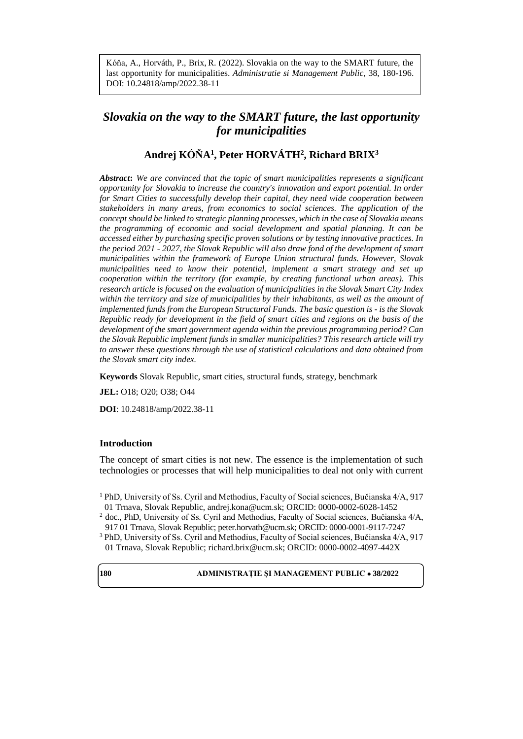Kóňa, A., Horváth, P., Brix, R. (2022). Slovakia on the way to the SMART future, the last opportunity for municipalities. *Administratie si Management Public*, 38, 180-196. DOI: 10.24818/amp/2022.38-11

# *Slovakia on the way to the SMART future, the last opportunity for municipalities*

**Andrej KÓŇA[1], Peter HORVÁTH[2], Richard BRIX[3]**

***Abstract*:** *We are convinced that the topic of smart municipalities represents a significant opportunity for Slovakia to increase the country's innovation and export potential. In order for Smart Cities to successfully develop their capital, they need wide cooperation between stakeholders in many areas, from economics to social sciences. The application of the concept should be linked to strategic planning processes, which in the case of Slovakia means the programming of economic and social development and spatial planning. It can be accessed either by purchasing specific proven solutions or by testing innovative practices. In the period 2021 - 2027, the Slovak Republic will also draw fond of the development of smart municipalities within the framework of Europe Union structural funds. However, Slovak municipalities need to know their potential, implement a smart strategy and set up cooperation within the territory (for example, by creating functional urban areas). This research article is focused on the evaluation of municipalities in the Slovak Smart City Index within the territory and size of municipalities by their inhabitants, as well as the amount of implemented funds from the European Structural Funds. The basic question is - is the Slovak Republic ready for development in the field of smart cities and regions on the basis of the development of the smart government agenda within the previous programming period? Can the Slovak Republic implement funds in smaller municipalities? This research article will try to answer these questions through the use of statistical calculations and data obtained from the Slovak smart city index.*

**Keywords** Slovak Republic, smart cities, structural funds, strategy, benchmark

**JEL:** O18; O20; O38; O44

**DOI**: 10.24818/amp/2022.38-11

## Introduction

The concept of smart cities is not new. The essence is the implementation of such technologies or processes that will help municipalities to deal not only with current

---

[1] PhD, University of Ss. Cyril and Methodius, Faculty of Social sciences, Bučianska 4/A, 917 01 Trnava, Slovak Republic, andrej.kona@ucm.sk; ORCID: 0000-0002-6028-1452

[2] doc., PhD, University of Ss. Cyril and Methodius, Faculty of Social sciences, Bučianska 4/A, 917 01 Trnava, Slovak Republic; peter.horvath@ucm.sk; ORCID: 0000-0001-9117-7247

[3] PhD, University of Ss. Cyril and Methodius, Faculty of Social sciences, Bučianska 4/A, 917 01 Trnava, Slovak Republic; richard.brix@ucm.sk; ORCID: 0000-0002-4097-442X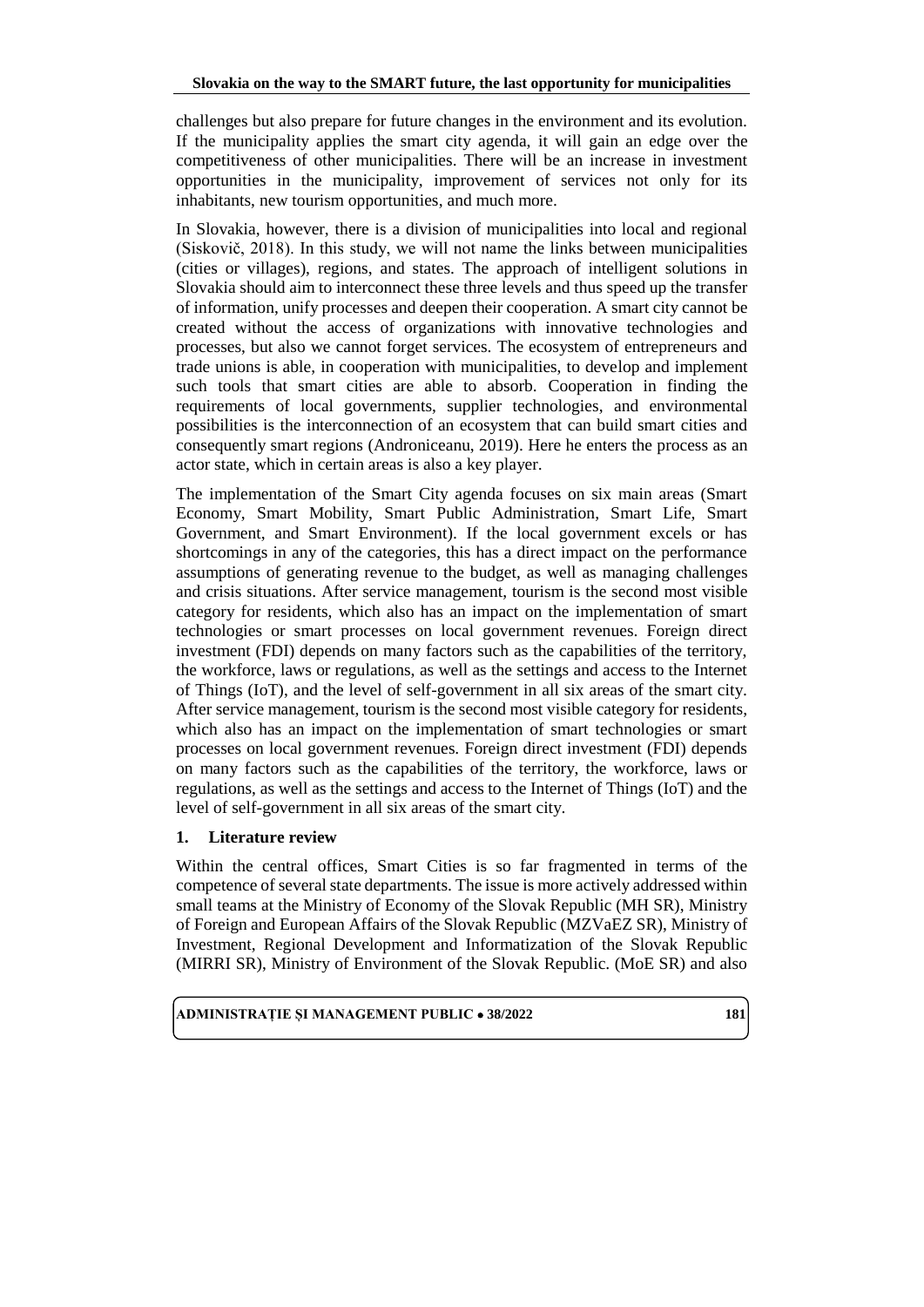challenges but also prepare for future changes in the environment and its evolution. If the municipality applies the smart city agenda, it will gain an edge over the competitiveness of other municipalities. There will be an increase in investment opportunities in the municipality, improvement of services not only for its inhabitants, new tourism opportunities, and much more.

In Slovakia, however, there is a division of municipalities into local and regional (Siskovič, 2018). In this study, we will not name the links between municipalities (cities or villages), regions, and states. The approach of intelligent solutions in Slovakia should aim to interconnect these three levels and thus speed up the transfer of information, unify processes and deepen their cooperation. A smart city cannot be created without the access of organizations with innovative technologies and processes, but also we cannot forget services. The ecosystem of entrepreneurs and trade unions is able, in cooperation with municipalities, to develop and implement such tools that smart cities are able to absorb. Cooperation in finding the requirements of local governments, supplier technologies, and environmental possibilities is the interconnection of an ecosystem that can build smart cities and consequently smart regions (Androniceanu, 2019). Here he enters the process as an actor state, which in certain areas is also a key player.

The implementation of the Smart City agenda focuses on six main areas (Smart Economy, Smart Mobility, Smart Public Administration, Smart Life, Smart Government, and Smart Environment). If the local government excels or has shortcomings in any of the categories, this has a direct impact on the performance assumptions of generating revenue to the budget, as well as managing challenges and crisis situations. After service management, tourism is the second most visible category for residents, which also has an impact on the implementation of smart technologies or smart processes on local government revenues. Foreign direct investment (FDI) depends on many factors such as the capabilities of the territory, the workforce, laws or regulations, as well as the settings and access to the Internet of Things (IoT), and the level of self-government in all six areas of the smart city. After service management, tourism is the second most visible category for residents, which also has an impact on the implementation of smart technologies or smart processes on local government revenues. Foreign direct investment (FDI) depends on many factors such as the capabilities of the territory, the workforce, laws or regulations, as well as the settings and access to the Internet of Things (IoT) and the level of self-government in all six areas of the smart city.

## 1. Literature review

Within the central offices, Smart Cities is so far fragmented in terms of the competence of several state departments. The issue is more actively addressed within small teams at the Ministry of Economy of the Slovak Republic (MH SR), Ministry of Foreign and European Affairs of the Slovak Republic (MZVaEZ SR), Ministry of Investment, Regional Development and Informatization of the Slovak Republic (MIRRI SR), Ministry of Environment of the Slovak Republic. (MoE SR) and also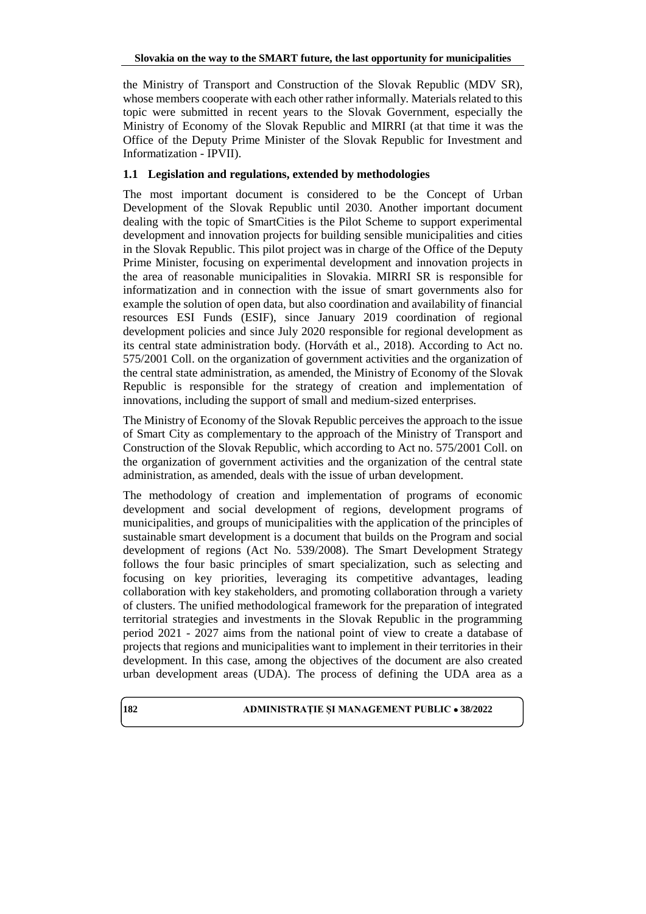the Ministry of Transport and Construction of the Slovak Republic (MDV SR), whose members cooperate with each other rather informally. Materials related to this topic were submitted in recent years to the Slovak Government, especially the Ministry of Economy of the Slovak Republic and MIRRI (at that time it was the Office of the Deputy Prime Minister of the Slovak Republic for Investment and Informatization - IPVII).

### 1.1 Legislation and regulations, extended by methodologies

The most important document is considered to be the Concept of Urban Development of the Slovak Republic until 2030. Another important document dealing with the topic of SmartCities is the Pilot Scheme to support experimental development and innovation projects for building sensible municipalities and cities in the Slovak Republic. This pilot project was in charge of the Office of the Deputy Prime Minister, focusing on experimental development and innovation projects in the area of reasonable municipalities in Slovakia. MIRRI SR is responsible for informatization and in connection with the issue of smart governments also for example the solution of open data, but also coordination and availability of financial resources ESI Funds (ESIF), since January 2019 coordination of regional development policies and since July 2020 responsible for regional development as its central state administration body. (Horváth et al., 2018). According to Act no. 575/2001 Coll. on the organization of government activities and the organization of the central state administration, as amended, the Ministry of Economy of the Slovak Republic is responsible for the strategy of creation and implementation of innovations, including the support of small and medium-sized enterprises.

The Ministry of Economy of the Slovak Republic perceives the approach to the issue of Smart City as complementary to the approach of the Ministry of Transport and Construction of the Slovak Republic, which according to Act no. 575/2001 Coll. on the organization of government activities and the organization of the central state administration, as amended, deals with the issue of urban development.

The methodology of creation and implementation of programs of economic development and social development of regions, development programs of municipalities, and groups of municipalities with the application of the principles of sustainable smart development is a document that builds on the Program and social development of regions (Act No. 539/2008). The Smart Development Strategy follows the four basic principles of smart specialization, such as selecting and focusing on key priorities, leveraging its competitive advantages, leading collaboration with key stakeholders, and promoting collaboration through a variety of clusters. The unified methodological framework for the preparation of integrated territorial strategies and investments in the Slovak Republic in the programming period 2021 - 2027 aims from the national point of view to create a database of projects that regions and municipalities want to implement in their territories in their development. In this case, among the objectives of the document are also created urban development areas (UDA). The process of defining the UDA area as a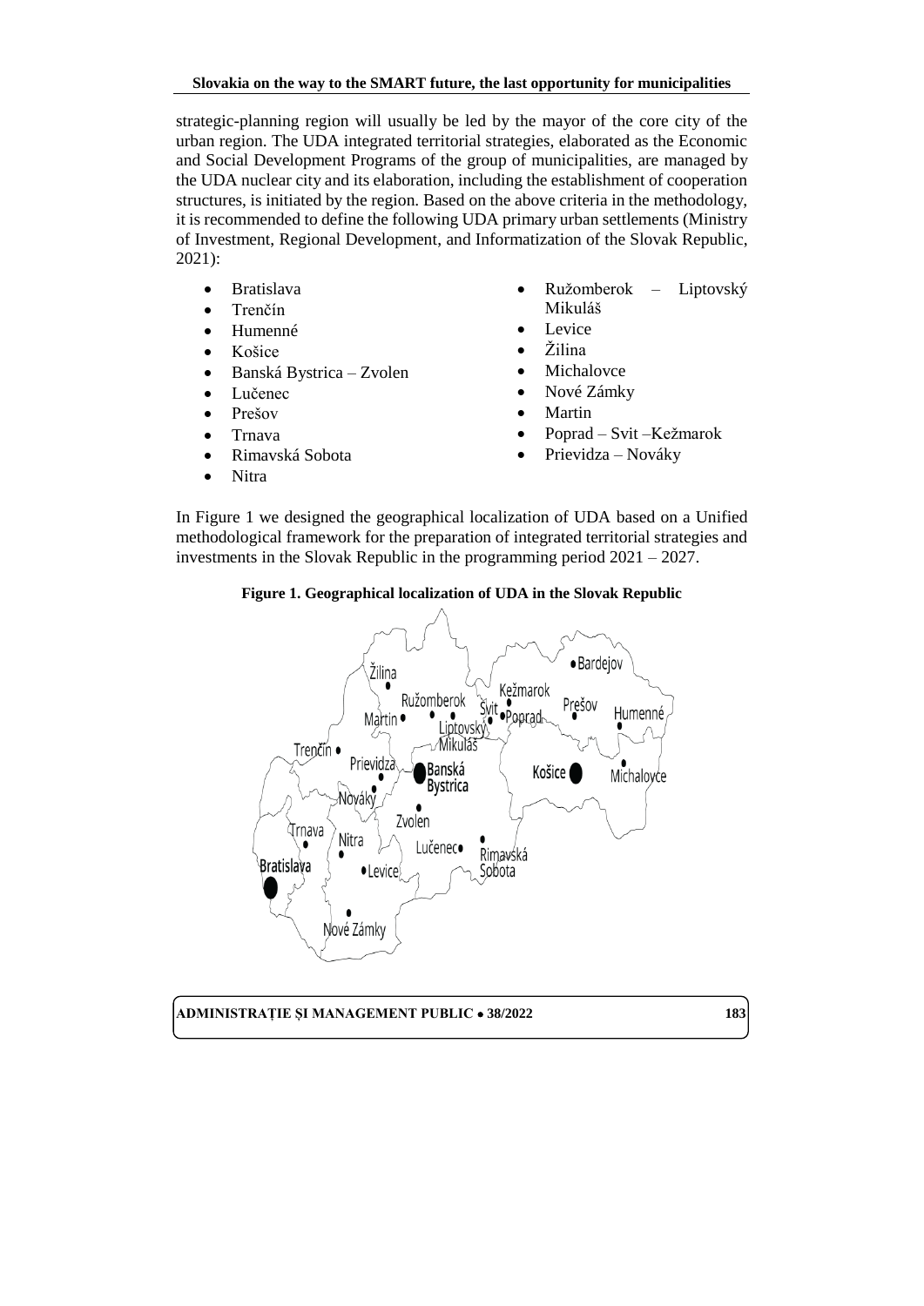strategic-planning region will usually be led by the mayor of the core city of the urban region. The UDA integrated territorial strategies, elaborated as the Economic and Social Development Programs of the group of municipalities, are managed by the UDA nuclear city and its elaboration, including the establishment of cooperation structures, is initiated by the region. Based on the above criteria in the methodology, it is recommended to define the following UDA primary urban settlements (Ministry of Investment, Regional Development, and Informatization of the Slovak Republic, 2021):

- Bratislava
- Trenčín
- Humenné
- Košice
- Banská Bystrica – Zvolen
- Lučenec
- Prešov
- Trnava
- Rimavská Sobota
- Nitra
- Ružomberok – Liptovský Mikuláš
- Levice
- Žilina
- Michalovce
- Nové Zámky
- Martin
- Poprad – Svit –Kežmarok
- Prievidza – Nováky

In Figure 1 we designed the geographical localization of UDA based on a Unified methodological framework for the preparation of integrated territorial strategies and investments in the Slovak Republic in the programming period 2021 – 2027.

**Figure 1. Geographical localization of UDA in the Slovak Republic**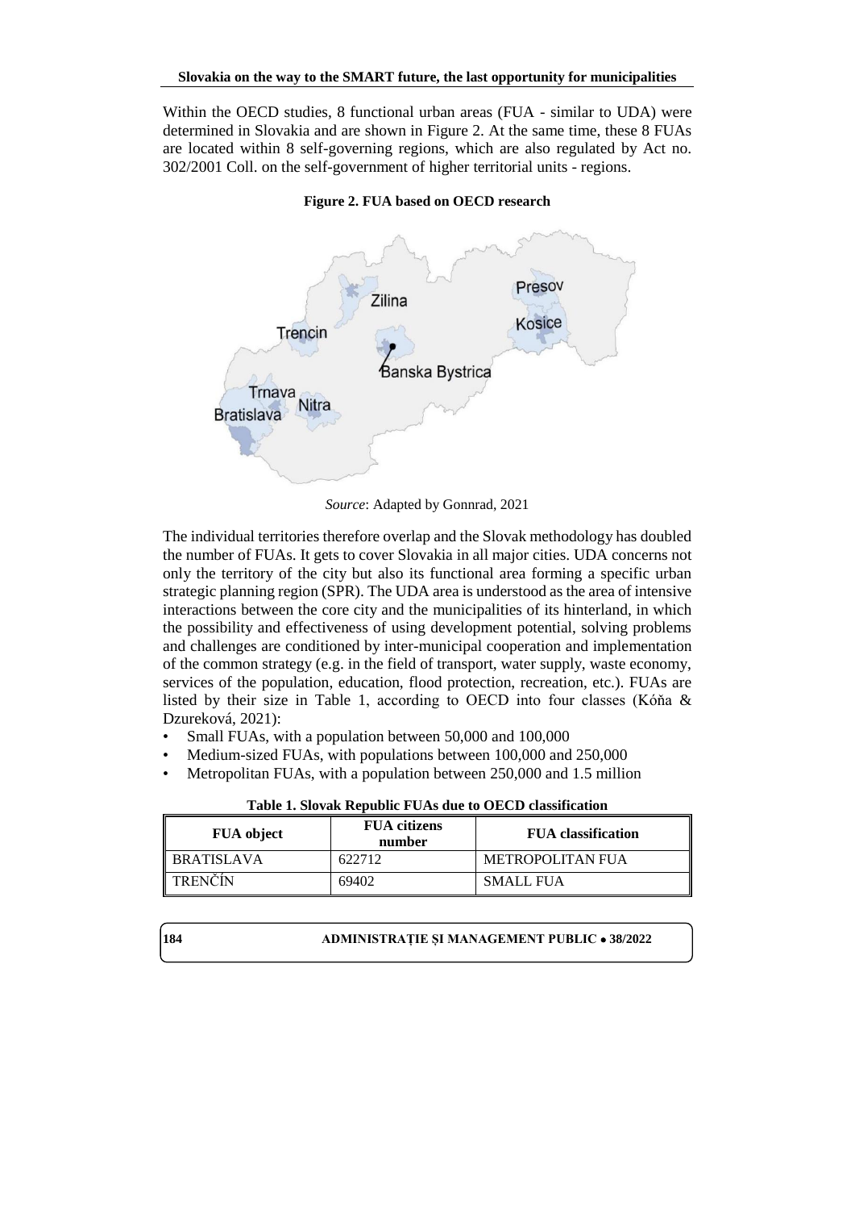Within the OECD studies, 8 functional urban areas (FUA - similar to UDA) were determined in Slovakia and are shown in Figure 2. At the same time, these 8 FUAs are located within 8 self-governing regions, which are also regulated by Act no. 302/2001 Coll. on the self-government of higher territorial units - regions.

**Figure 2. FUA based on OECD research**

*Source*: Adapted by Gonnrad, 2021

The individual territories therefore overlap and the Slovak methodology has doubled the number of FUAs. It gets to cover Slovakia in all major cities. UDA concerns not only the territory of the city but also its functional area forming a specific urban strategic planning region (SPR). The UDA area is understood as the area of intensive interactions between the core city and the municipalities of its hinterland, in which the possibility and effectiveness of using development potential, solving problems and challenges are conditioned by inter-municipal cooperation and implementation of the common strategy (e.g. in the field of transport, water supply, waste economy, services of the population, education, flood protection, recreation, etc.). FUAs are listed by their size in Table 1, according to OECD into four classes (Kóňa & Dzureková, 2021):

- Small FUAs, with a population between 50,000 and 100,000
- Medium-sized FUAs, with populations between 100,000 and 250,000
- Metropolitan FUAs, with a population between 250,000 and 1.5 million

**Table 1. Slovak Republic FUAs due to OECD classification**

| FUA object | FUA citizens number | FUA classification |
|---|---|---|
| BRATISLAVA | 622712 | METROPOLITAN FUA |
| TRENČÍN | 69402 | SMALL FUA |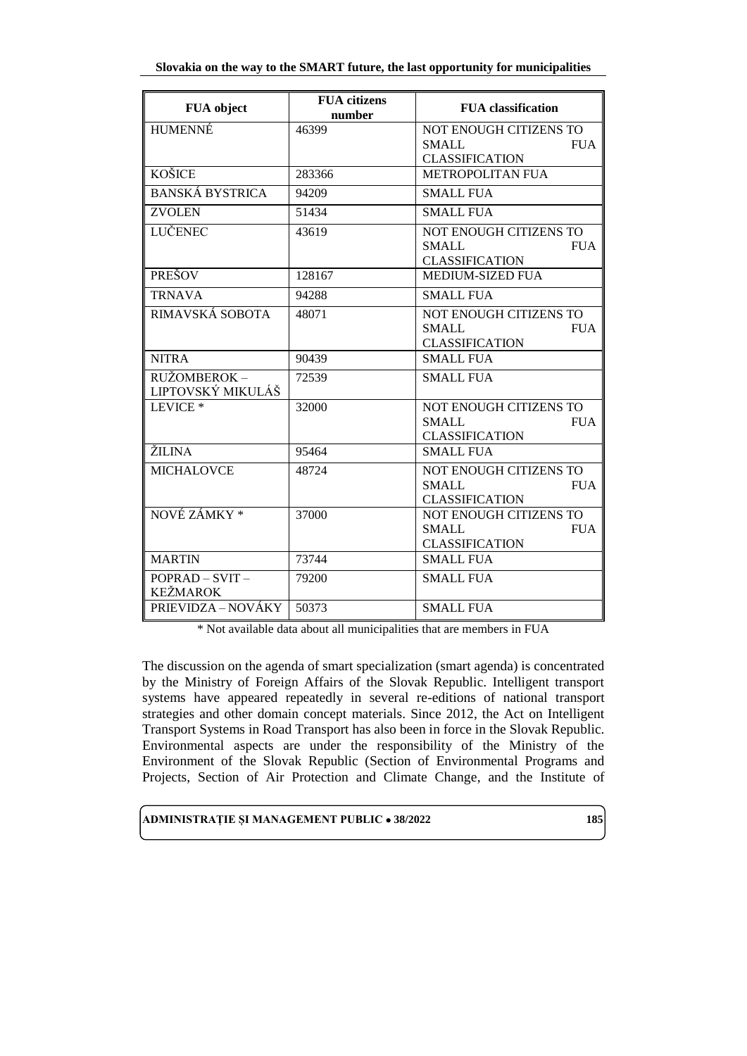| FUA object | FUA citizens number | FUA classification |
|---|---|---|
| HUMENNÉ | 46399 | NOT ENOUGH CITIZENS TO SMALL FUA CLASSIFICATION |
| KOŠICE | 283366 | METROPOLITAN FUA |
| BANSKÁ BYSTRICA | 94209 | SMALL FUA |
| ZVOLEN | 51434 | SMALL FUA |
| LUČENEC | 43619 | NOT ENOUGH CITIZENS TO SMALL FUA CLASSIFICATION |
| PREŠOV | 128167 | MEDIUM-SIZED FUA |
| TRNAVA | 94288 | SMALL FUA |
| RIMAVSKÁ SOBOTA | 48071 | NOT ENOUGH CITIZENS TO SMALL FUA CLASSIFICATION |
| NITRA | 90439 | SMALL FUA |
| RUŽOMBEROK – LIPTOVSKÝ MIKULÁŠ | 72539 | SMALL FUA |
| LEVICE * | 32000 | NOT ENOUGH CITIZENS TO SMALL FUA CLASSIFICATION |
| ŽILINA | 95464 | SMALL FUA |
| MICHALOVCE | 48724 | NOT ENOUGH CITIZENS TO SMALL FUA CLASSIFICATION |
| NOVÉ ZÁMKY * | 37000 | NOT ENOUGH CITIZENS TO SMALL FUA CLASSIFICATION |
| MARTIN | 73744 | SMALL FUA |
| POPRAD – SVIT – KEŽMAROK | 79200 | SMALL FUA |
| PRIEVIDZA – NOVÁKY | 50373 | SMALL FUA |

\* Not available data about all municipalities that are members in FUA

The discussion on the agenda of smart specialization (smart agenda) is concentrated by the Ministry of Foreign Affairs of the Slovak Republic. Intelligent transport systems have appeared repeatedly in several re-editions of national transport strategies and other domain concept materials. Since 2012, the Act on Intelligent Transport Systems in Road Transport has also been in force in the Slovak Republic. Environmental aspects are under the responsibility of the Ministry of the Environment of the Slovak Republic (Section of Environmental Programs and Projects, Section of Air Protection and Climate Change, and the Institute of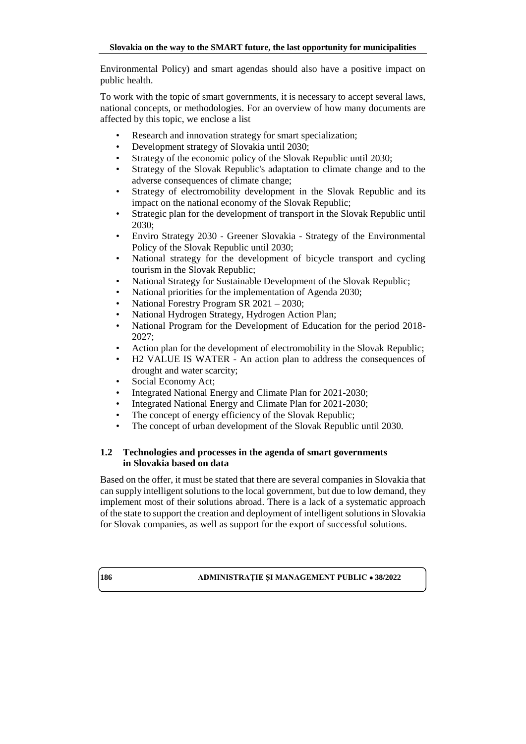Environmental Policy) and smart agendas should also have a positive impact on public health.

To work with the topic of smart governments, it is necessary to accept several laws, national concepts, or methodologies. For an overview of how many documents are affected by this topic, we enclose a list

- Research and innovation strategy for smart specialization;
- Development strategy of Slovakia until 2030;
- Strategy of the economic policy of the Slovak Republic until 2030;
- Strategy of the Slovak Republic's adaptation to climate change and to the adverse consequences of climate change;
- Strategy of electromobility development in the Slovak Republic and its impact on the national economy of the Slovak Republic;
- Strategic plan for the development of transport in the Slovak Republic until 2030;
- Enviro Strategy 2030 - Greener Slovakia - Strategy of the Environmental Policy of the Slovak Republic until 2030;
- National strategy for the development of bicycle transport and cycling tourism in the Slovak Republic;
- National Strategy for Sustainable Development of the Slovak Republic;
- National priorities for the implementation of Agenda 2030;
- National Forestry Program SR 2021 – 2030;
- National Hydrogen Strategy, Hydrogen Action Plan;
- National Program for the Development of Education for the period 2018-2027;
- Action plan for the development of electromobility in the Slovak Republic;
- H2 VALUE IS WATER - An action plan to address the consequences of drought and water scarcity;
- Social Economy Act;
- Integrated National Energy and Climate Plan for 2021-2030;
- Integrated National Energy and Climate Plan for 2021-2030;
- The concept of energy efficiency of the Slovak Republic;
- The concept of urban development of the Slovak Republic until 2030.

## 1.2 Technologies and processes in the agenda of smart governments in Slovakia based on data

Based on the offer, it must be stated that there are several companies in Slovakia that can supply intelligent solutions to the local government, but due to low demand, they implement most of their solutions abroad. There is a lack of a systematic approach of the state to support the creation and deployment of intelligent solutions in Slovakia for Slovak companies, as well as support for the export of successful solutions.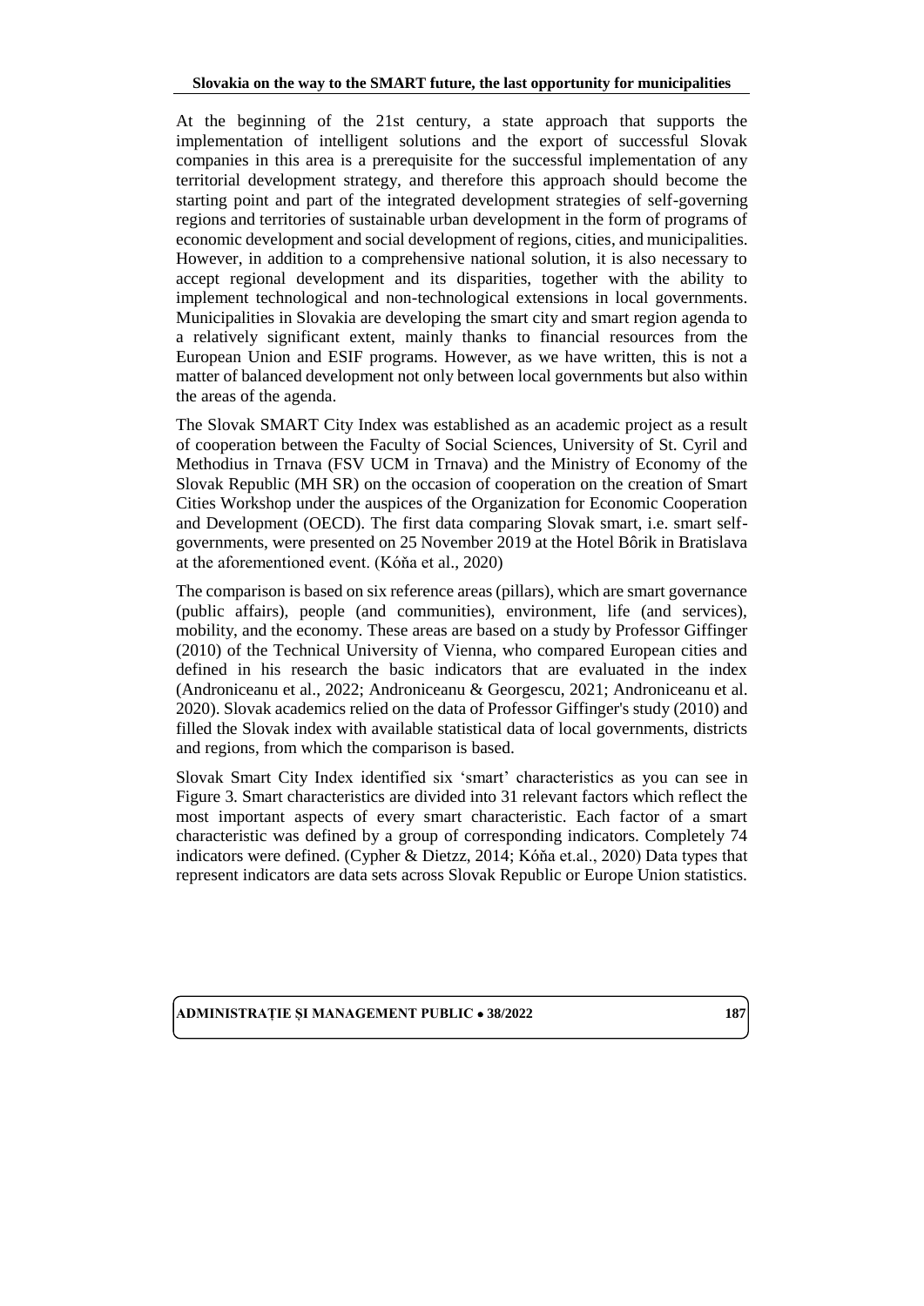At the beginning of the 21st century, a state approach that supports the implementation of intelligent solutions and the export of successful Slovak companies in this area is a prerequisite for the successful implementation of any territorial development strategy, and therefore this approach should become the starting point and part of the integrated development strategies of self-governing regions and territories of sustainable urban development in the form of programs of economic development and social development of regions, cities, and municipalities. However, in addition to a comprehensive national solution, it is also necessary to accept regional development and its disparities, together with the ability to implement technological and non-technological extensions in local governments. Municipalities in Slovakia are developing the smart city and smart region agenda to a relatively significant extent, mainly thanks to financial resources from the European Union and ESIF programs. However, as we have written, this is not a matter of balanced development not only between local governments but also within the areas of the agenda.

The Slovak SMART City Index was established as an academic project as a result of cooperation between the Faculty of Social Sciences, University of St. Cyril and Methodius in Trnava (FSV UCM in Trnava) and the Ministry of Economy of the Slovak Republic (MH SR) on the occasion of cooperation on the creation of Smart Cities Workshop under the auspices of the Organization for Economic Cooperation and Development (OECD). The first data comparing Slovak smart, i.e. smart self-governments, were presented on 25 November 2019 at the Hotel Bôrik in Bratislava at the aforementioned event. (Kóňa et al., 2020)

The comparison is based on six reference areas (pillars), which are smart governance (public affairs), people (and communities), environment, life (and services), mobility, and the economy. These areas are based on a study by Professor Giffinger (2010) of the Technical University of Vienna, who compared European cities and defined in his research the basic indicators that are evaluated in the index (Androniceanu et al., 2022; Androniceanu & Georgescu, 2021; Androniceanu et al. 2020). Slovak academics relied on the data of Professor Giffinger's study (2010) and filled the Slovak index with available statistical data of local governments, districts and regions, from which the comparison is based.

Slovak Smart City Index identified six 'smart' characteristics as you can see in Figure 3. Smart characteristics are divided into 31 relevant factors which reflect the most important aspects of every smart characteristic. Each factor of a smart characteristic was defined by a group of corresponding indicators. Completely 74 indicators were defined. (Cypher & Dietzz, 2014; Kóňa et.al., 2020) Data types that represent indicators are data sets across Slovak Republic or Europe Union statistics.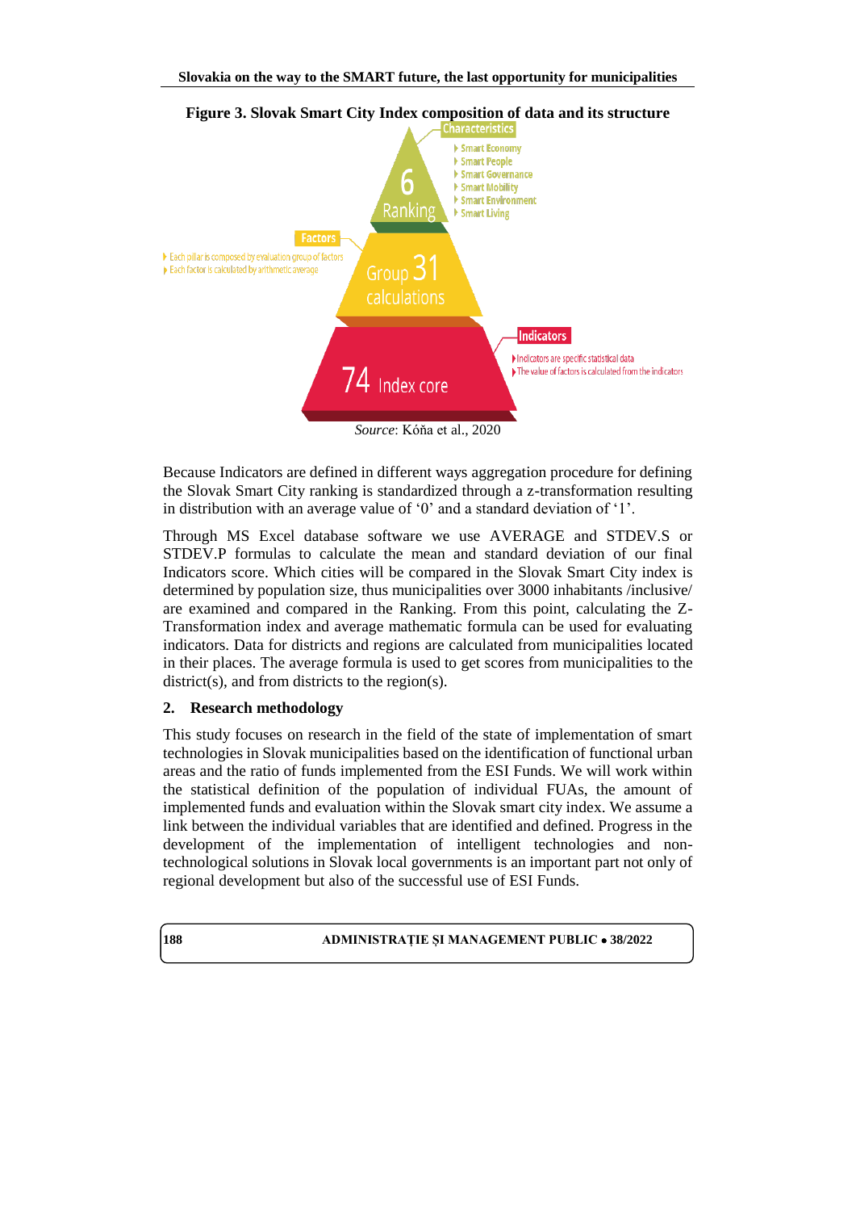**Figure 3. Slovak Smart City Index composition of data and its structure**

Characteristics

- Smart Economy
- Smart People
- Smart Governance
- Smart Mobility
- Smart Environment
- Smart Living

6 Ranking

Factors

- Each pillar is composed by evaluation group of factors
- Each factor is calculated by arithmetic average

Group 31 calculations

Indicators

- Indicators are specific statistical data
- The value of factors is calculated from the indicators

74 Index core

*Source*: Kóňa et al., 2020

Because Indicators are defined in different ways aggregation procedure for defining the Slovak Smart City ranking is standardized through a z-transformation resulting in distribution with an average value of '0' and a standard deviation of '1'.

Through MS Excel database software we use AVERAGE and STDEV.S or STDEV.P formulas to calculate the mean and standard deviation of our final Indicators score. Which cities will be compared in the Slovak Smart City index is determined by population size, thus municipalities over 3000 inhabitants /inclusive/ are examined and compared in the Ranking. From this point, calculating the Z-Transformation index and average mathematic formula can be used for evaluating indicators. Data for districts and regions are calculated from municipalities located in their places. The average formula is used to get scores from municipalities to the district(s), and from districts to the region(s).

## 2. Research methodology

This study focuses on research in the field of the state of implementation of smart technologies in Slovak municipalities based on the identification of functional urban areas and the ratio of funds implemented from the ESI Funds. We will work within the statistical definition of the population of individual FUAs, the amount of implemented funds and evaluation within the Slovak smart city index. We assume a link between the individual variables that are identified and defined. Progress in the development of the implementation of intelligent technologies and non-technological solutions in Slovak local governments is an important part not only of regional development but also of the successful use of ESI Funds.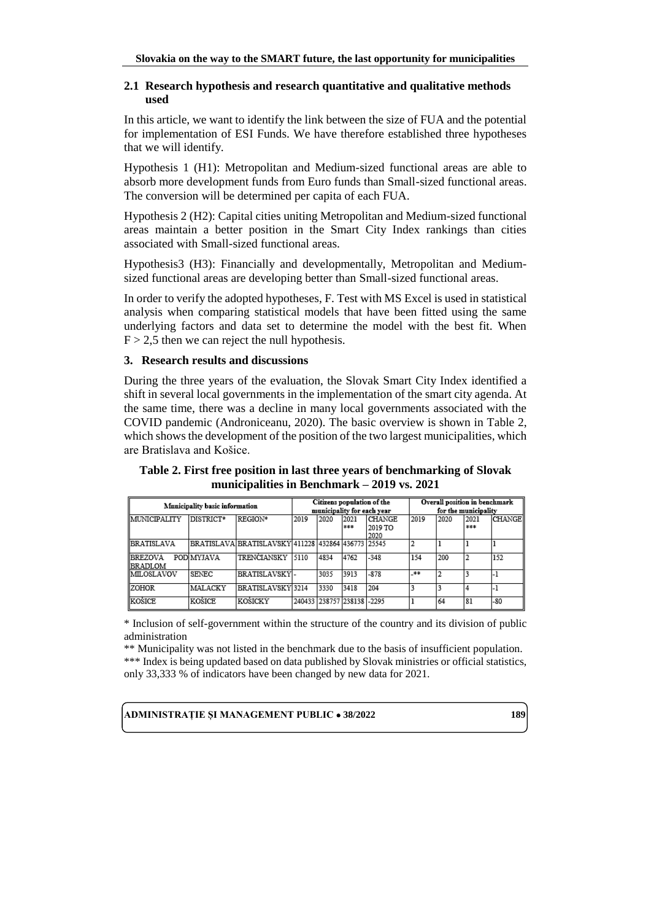## 2.1 Research hypothesis and research quantitative and qualitative methods used

In this article, we want to identify the link between the size of FUA and the potential for implementation of ESI Funds. We have therefore established three hypotheses that we will identify.

Hypothesis 1 (H1): Metropolitan and Medium-sized functional areas are able to absorb more development funds from Euro funds than Small-sized functional areas. The conversion will be determined per capita of each FUA.

Hypothesis 2 (H2): Capital cities uniting Metropolitan and Medium-sized functional areas maintain a better position in the Smart City Index rankings than cities associated with Small-sized functional areas.

Hypothesis3 (H3): Financially and developmentally, Metropolitan and Medium-sized functional areas are developing better than Small-sized functional areas.

In order to verify the adopted hypotheses, F. Test with MS Excel is used in statistical analysis when comparing statistical models that have been fitted using the same underlying factors and data set to determine the model with the best fit. When $F > 2,5$ then we can reject the null hypothesis.

## 3. Research results and discussions

During the three years of the evaluation, the Slovak Smart City Index identified a shift in several local governments in the implementation of the smart city agenda. At the same time, there was a decline in many local governments associated with the COVID pandemic (Androniceanu, 2020). The basic overview is shown in Table 2, which shows the development of the position of the two largest municipalities, which are Bratislava and Košice.

**Table 2. First free position in last three years of benchmarking of Slovak municipalities in Benchmark – 2019 vs. 2021**

| Municipality basic information | | | Citizens population of the municipality for each year | | | | Overall position in benchmark for the municipality | | | |
|---|---|---|---|---|---|---|---|---|---|---|
| MUNICIPALITY | DISTRICT* | REGION* | 2019 | 2020 | 2021 *** | CHANGE 2019 TO 2020 | 2019 | 2020 | 2021 *** | CHANGE |
| BRATISLAVA | BRATISLAVA | BRATISLAVSKY | 411228 | 432864 | 436773 | 25545 | 2 | 1 | 1 | 1 |
| BREZOVA POD BRADLOM | MYJAVA | TRENČIANSKY | 5110 | 4834 | 4762 | -348 | 154 | 200 | 2 | 152 |
| MILOSLAVOV | SENEC | BRATISLAVSKY | - | 3035 | 3913 | -878 | -** | 2 | 3 | -1 |
| ZOHOR | MALACKY | BRATISLAVSKY | 3214 | 3330 | 3418 | 204 | 3 | 3 | 4 | -1 |
| KOŠICE | KOŠICE | KOŠICKY | 240433 | 238757 | 238138 | -2295 | 1 | 64 | 81 | -80 |

\* Inclusion of self-government within the structure of the country and its division of public administration

\*\* Municipality was not listed in the benchmark due to the basis of insufficient population.

\*\*\* Index is being updated based on data published by Slovak ministries or official statistics, only 33,333 % of indicators have been changed by new data for 2021.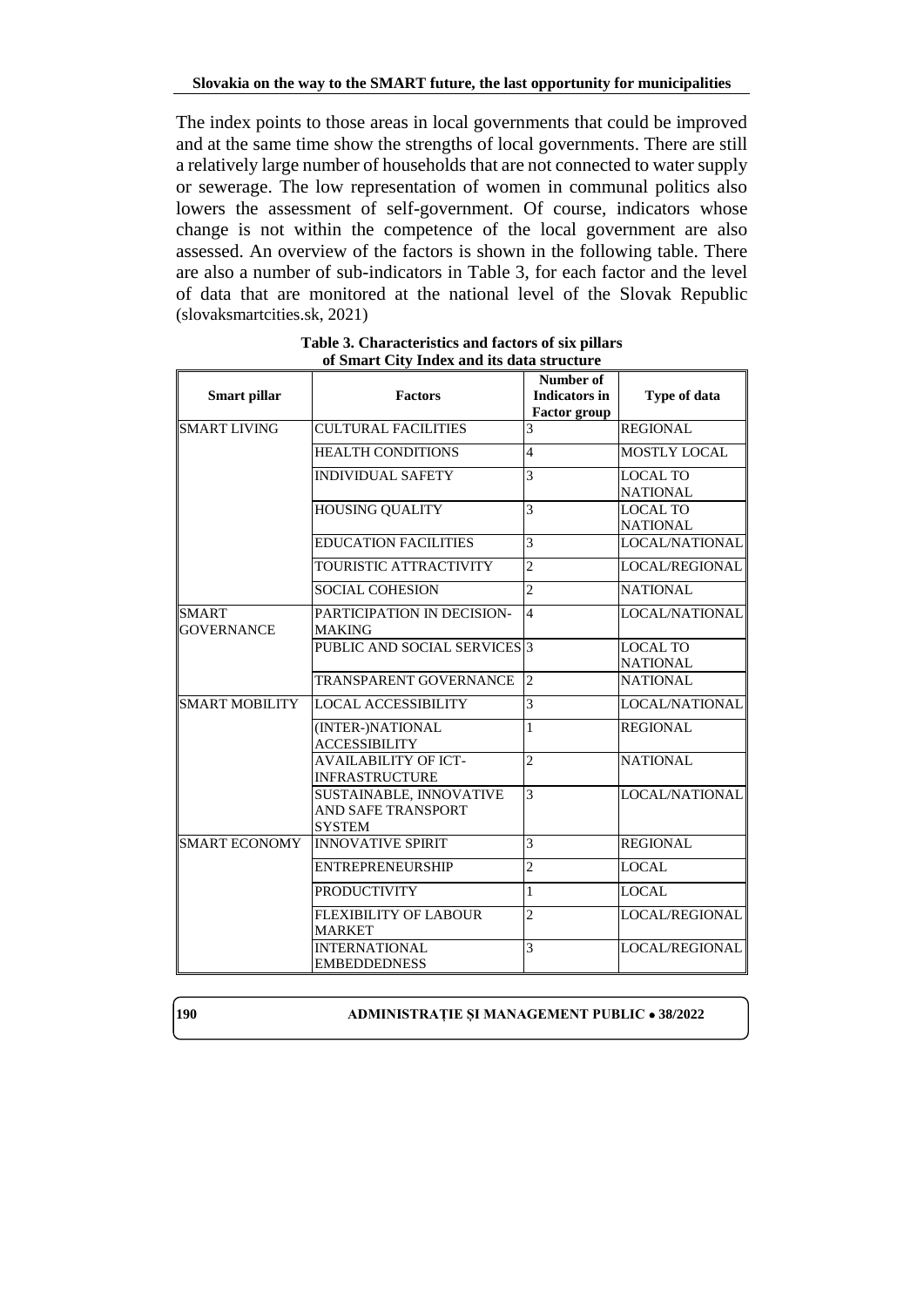The index points to those areas in local governments that could be improved and at the same time show the strengths of local governments. There are still a relatively large number of households that are not connected to water supply or sewerage. The low representation of women in communal politics also lowers the assessment of self-government. Of course, indicators whose change is not within the competence of the local government are also assessed. An overview of the factors is shown in the following table. There are also a number of sub-indicators in Table 3, for each factor and the level of data that are monitored at the national level of the Slovak Republic (slovaksmartcities.sk, 2021)

**Table 3. Characteristics and factors of six pillars of Smart City Index and its data structure**

| Smart pillar | Factors | Number of Indicators in Factor group | Type of data |
|---|---|---|---|
| SMART LIVING | CULTURAL FACILITIES | 3 | REGIONAL |
| | HEALTH CONDITIONS | 4 | MOSTLY LOCAL |
| | INDIVIDUAL SAFETY | 3 | LOCAL TO NATIONAL |
| | HOUSING QUALITY | 3 | LOCAL TO NATIONAL |
| | EDUCATION FACILITIES | 3 | LOCAL/NATIONAL |
| | TOURISTIC ATTRACTIVITY | 2 | LOCAL/REGIONAL |
| | SOCIAL COHESION | 2 | NATIONAL |
| SMART GOVERNANCE | PARTICIPATION IN DECISION-MAKING | 4 | LOCAL/NATIONAL |
| | PUBLIC AND SOCIAL SERVICES | 3 | LOCAL TO NATIONAL |
| | TRANSPARENT GOVERNANCE | 2 | NATIONAL |
| SMART MOBILITY | LOCAL ACCESSIBILITY | 3 | LOCAL/NATIONAL |
| | (INTER-)NATIONAL ACCESSIBILITY | 1 | REGIONAL |
| | AVAILABILITY OF ICT-INFRASTRUCTURE | 2 | NATIONAL |
| | SUSTAINABLE, INNOVATIVE AND SAFE TRANSPORT SYSTEM | 3 | LOCAL/NATIONAL |
| SMART ECONOMY | INNOVATIVE SPIRIT | 3 | REGIONAL |
| | ENTREPRENEURSHIP | 2 | LOCAL |
| | PRODUCTIVITY | 1 | LOCAL |
| | FLEXIBILITY OF LABOUR MARKET | 2 | LOCAL/REGIONAL |
| | INTERNATIONAL EMBEDDEDNESS | 3 | LOCAL/REGIONAL |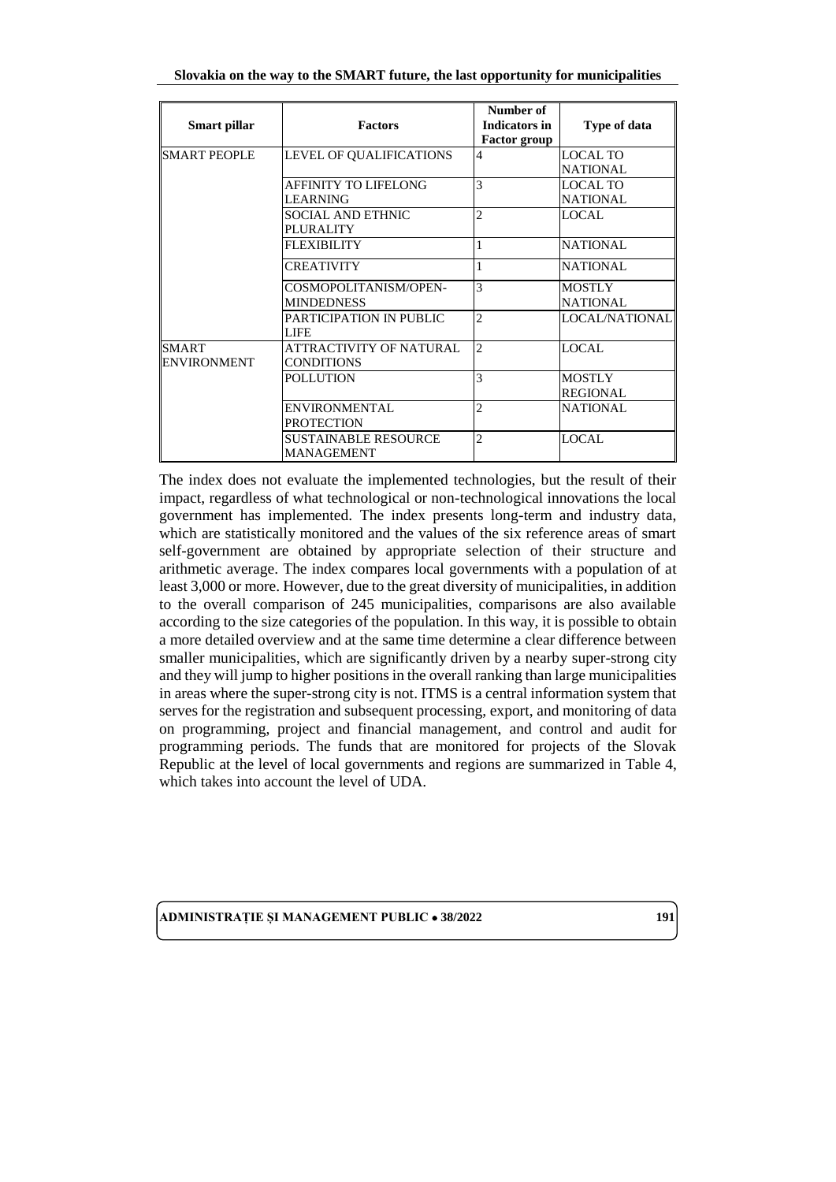| Smart pillar | Factors | Number of Indicators in Factor group | Type of data |
|---|---|---|---|
| SMART PEOPLE | LEVEL OF QUALIFICATIONS | 4 | LOCAL TO NATIONAL |
| | AFFINITY TO LIFELONG LEARNING | 3 | LOCAL TO NATIONAL |
| | SOCIAL AND ETHNIC PLURALITY | 2 | LOCAL |
| | FLEXIBILITY | 1 | NATIONAL |
| | CREATIVITY | 1 | NATIONAL |
| | COSMOPOLITANISM/OPEN-MINDEDNESS | 3 | MOSTLY NATIONAL |
| | PARTICIPATION IN PUBLIC LIFE | 2 | LOCAL/NATIONAL |
| SMART ENVIRONMENT | ATTRACTIVITY OF NATURAL CONDITIONS | 2 | LOCAL |
| | POLLUTION | 3 | MOSTLY REGIONAL |
| | ENVIRONMENTAL PROTECTION | 2 | NATIONAL |
| | SUSTAINABLE RESOURCE MANAGEMENT | 2 | LOCAL |

The index does not evaluate the implemented technologies, but the result of their impact, regardless of what technological or non-technological innovations the local government has implemented. The index presents long-term and industry data, which are statistically monitored and the values of the six reference areas of smart self-government are obtained by appropriate selection of their structure and arithmetic average. The index compares local governments with a population of at least 3,000 or more. However, due to the great diversity of municipalities, in addition to the overall comparison of 245 municipalities, comparisons are also available according to the size categories of the population. In this way, it is possible to obtain a more detailed overview and at the same time determine a clear difference between smaller municipalities, which are significantly driven by a nearby super-strong city and they will jump to higher positions in the overall ranking than large municipalities in areas where the super-strong city is not. ITMS is a central information system that serves for the registration and subsequent processing, export, and monitoring of data on programming, project and financial management, and control and audit for programming periods. The funds that are monitored for projects of the Slovak Republic at the level of local governments and regions are summarized in Table 4, which takes into account the level of UDA.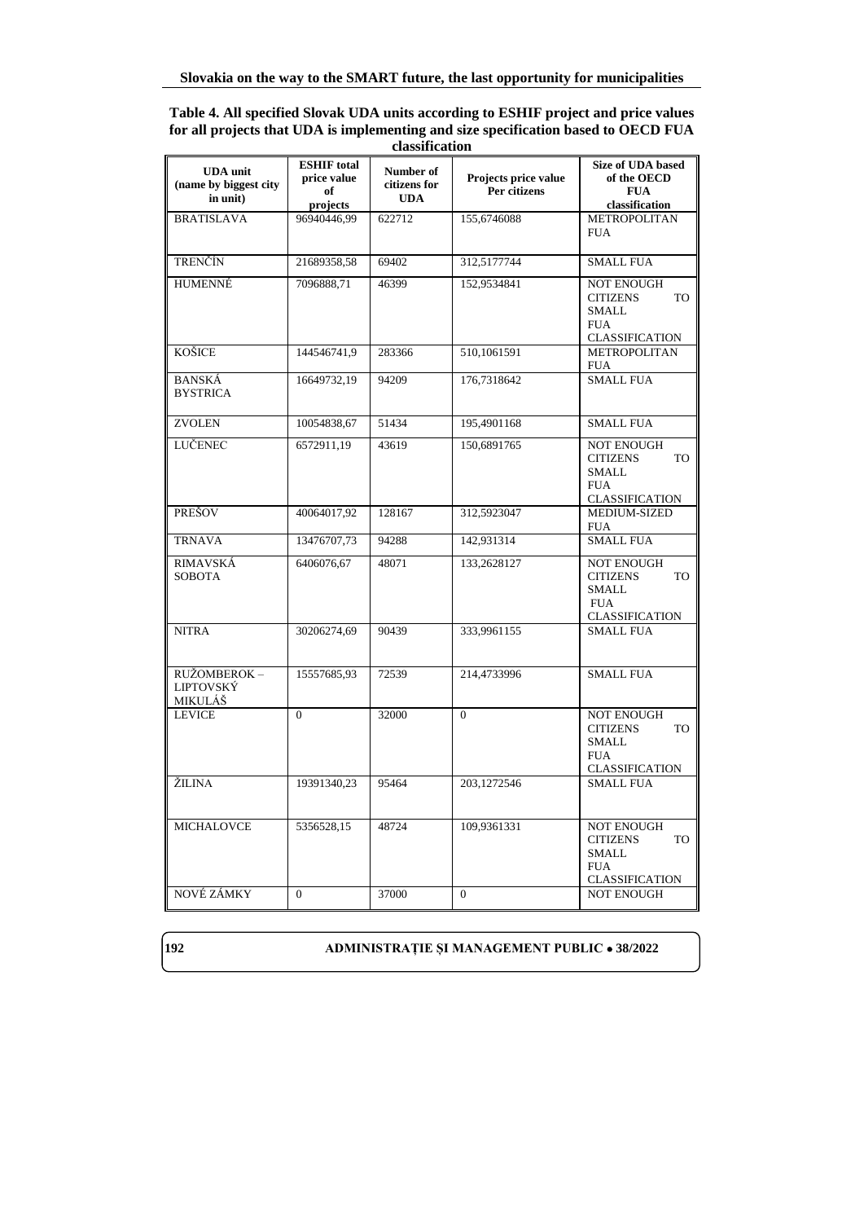**Table 4. All specified Slovak UDA units according to ESHIF project and price values for all projects that UDA is implementing and size specification based to OECD FUA classification**

| UDA unit (name by biggest city in unit) | ESHIF total price value of projects | Number of citizens for UDA | Projects price value Per citizens | Size of UDA based of the OECD FUA classification |
|---|---|---|---|---|
| BRATISLAVA | 96940446,99 | 622712 | 155,6746088 | METROPOLITAN FUA |
| TRENČÍN | 21689358,58 | 69402 | 312,5177744 | SMALL FUA |
| HUMENNÉ | 7096888,71 | 46399 | 152,9534841 | NOT ENOUGH CITIZENS TO SMALL FUA CLASSIFICATION |
| KOŠICE | 144546741,9 | 283366 | 510,1061591 | METROPOLITAN FUA |
| BANSKÁ BYSTRICA | 16649732,19 | 94209 | 176,7318642 | SMALL FUA |
| ZVOLEN | 10054838,67 | 51434 | 195,4901168 | SMALL FUA |
| LUČENEC | 6572911,19 | 43619 | 150,6891765 | NOT ENOUGH CITIZENS TO SMALL FUA CLASSIFICATION |
| PREŠOV | 40064017,92 | 128167 | 312,5923047 | MEDIUM-SIZED FUA |
| TRNAVA | 13476707,73 | 94288 | 142,931314 | SMALL FUA |
| RIMAVSKÁ SOBOTA | 6406076,67 | 48071 | 133,2628127 | NOT ENOUGH CITIZENS TO SMALL FUA CLASSIFICATION |
| NITRA | 30206274,69 | 90439 | 333,9961155 | SMALL FUA |
| RUŽOMBEROK – LIPTOVSKÝ MIKULÁŠ | 15557685,93 | 72539 | 214,4733996 | SMALL FUA |
| LEVICE | 0 | 32000 | 0 | NOT ENOUGH CITIZENS TO SMALL FUA CLASSIFICATION |
| ŽILINA | 19391340,23 | 95464 | 203,1272546 | SMALL FUA |
| MICHALOVCE | 5356528,15 | 48724 | 109,9361331 | NOT ENOUGH CITIZENS TO SMALL FUA CLASSIFICATION |
| NOVÉ ZÁMKY | 0 | 37000 | 0 | NOT ENOUGH |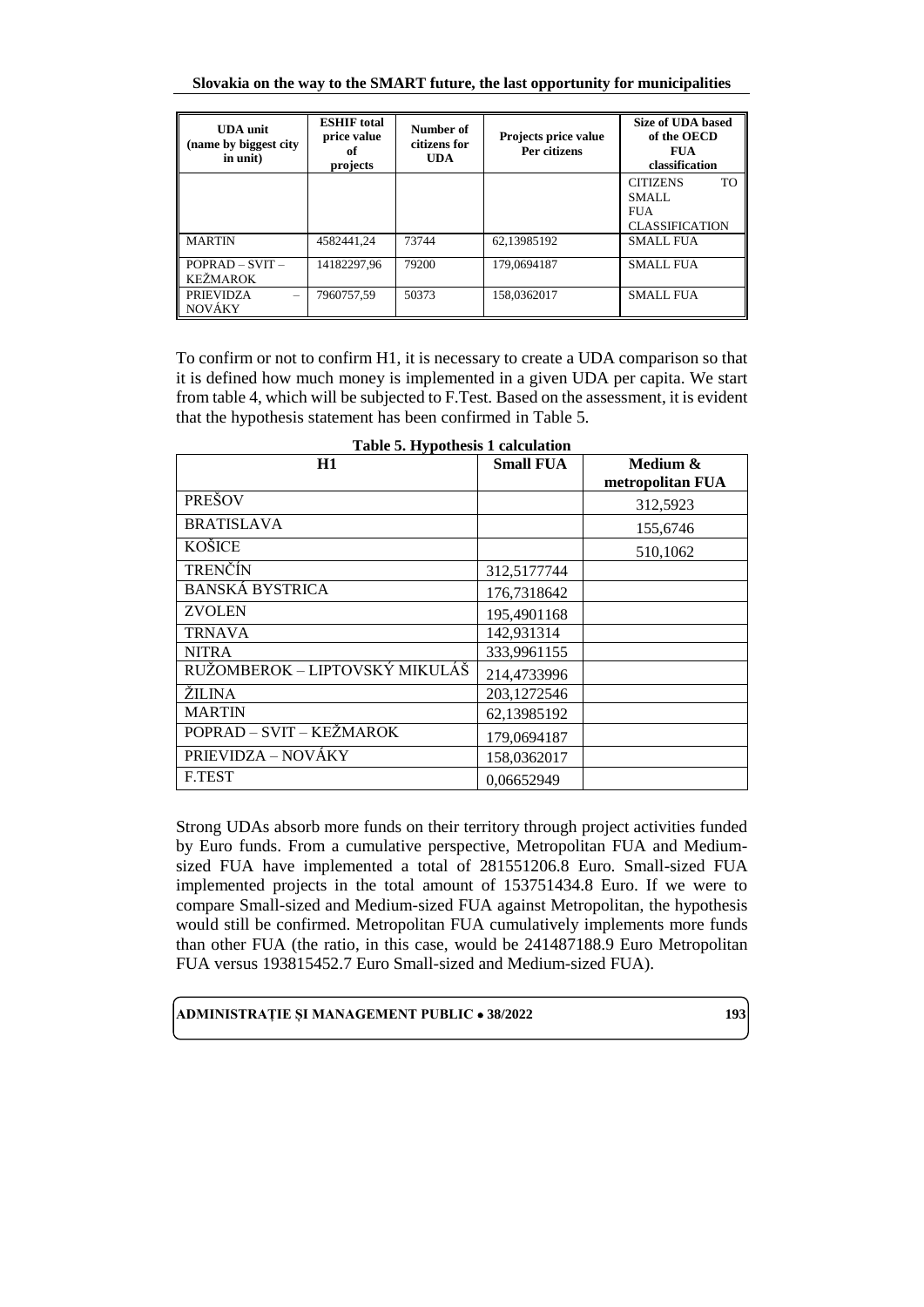| UDA unit (name by biggest city in unit) | ESHIF total price value of projects | Number of citizens for UDA | Projects price value Per citizens | Size of UDA based of the OECD FUA classification |
|---|---|---|---|---|
| | | | | CITIZENS TO SMALL FUA CLASSIFICATION |
| MARTIN | 4582441,24 | 73744 | 62,13985192 | SMALL FUA |
| POPRAD – SVIT – KEŽMAROK | 14182297,96 | 79200 | 179,0694187 | SMALL FUA |
| PRIEVIDZA – NOVÁKY | 7960757,59 | 50373 | 158,0362017 | SMALL FUA |

To confirm or not to confirm H1, it is necessary to create a UDA comparison so that it is defined how much money is implemented in a given UDA per capita. We start from table 4, which will be subjected to F.Test. Based on the assessment, it is evident that the hypothesis statement has been confirmed in Table 5.

**Table 5. Hypothesis 1 calculation**

| H1 | Small FUA | Medium & metropolitan FUA |
|---|---|---|
| PREŠOV | | 312,5923 |
| BRATISLAVA | | 155,6746 |
| KOŠICE | | 510,1062 |
| TRENČÍN | 312,5177744 | |
| BANSKÁ BYSTRICA | 176,7318642 | |
| ZVOLEN | 195,4901168 | |
| TRNAVA | 142,931314 | |
| NITRA | 333,9961155 | |
| RUŽOMBEROK – LIPTOVSKÝ MIKULÁŠ | 214,4733996 | |
| ŽILINA | 203,1272546 | |
| MARTIN | 62,13985192 | |
| POPRAD – SVIT – KEŽMAROK | 179,0694187 | |
| PRIEVIDZA – NOVÁKY | 158,0362017 | |
| F.TEST | 0,06652949 | |

Strong UDAs absorb more funds on their territory through project activities funded by Euro funds. From a cumulative perspective, Metropolitan FUA and Medium-sized FUA have implemented a total of 281551206.8 Euro. Small-sized FUA implemented projects in the total amount of 153751434.8 Euro. If we were to compare Small-sized and Medium-sized FUA against Metropolitan, the hypothesis would still be confirmed. Metropolitan FUA cumulatively implements more funds than other FUA (the ratio, in this case, would be 241487188.9 Euro Metropolitan FUA versus 193815452.7 Euro Small-sized and Medium-sized FUA).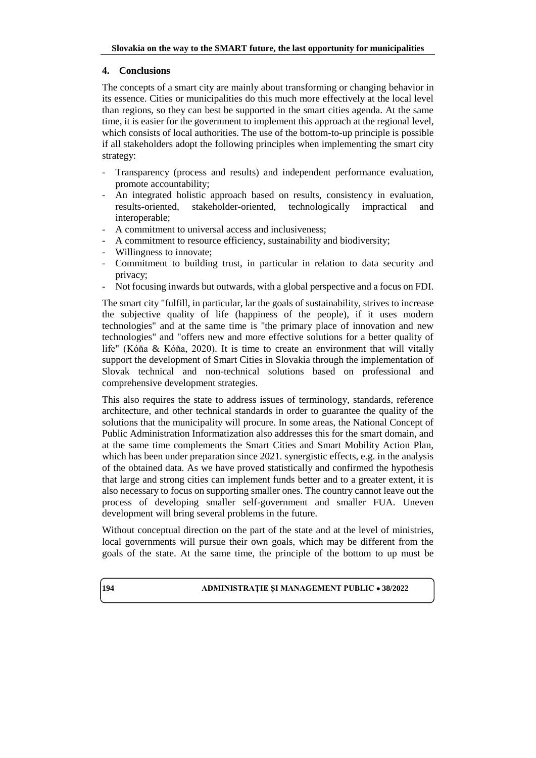## 4. Conclusions

The concepts of a smart city are mainly about transforming or changing behavior in its essence. Cities or municipalities do this much more effectively at the local level than regions, so they can best be supported in the smart cities agenda. At the same time, it is easier for the government to implement this approach at the regional level, which consists of local authorities. The use of the bottom-to-up principle is possible if all stakeholders adopt the following principles when implementing the smart city strategy:

- Transparency (process and results) and independent performance evaluation, promote accountability;
- An integrated holistic approach based on results, consistency in evaluation, results-oriented, stakeholder-oriented, technologically impractical and interoperable;
- A commitment to universal access and inclusiveness;
- A commitment to resource efficiency, sustainability and biodiversity;
- Willingness to innovate;
- Commitment to building trust, in particular in relation to data security and privacy;
- Not focusing inwards but outwards, with a global perspective and a focus on FDI.

The smart city "fulfill, in particular, lar the goals of sustainability, strives to increase the subjective quality of life (happiness of the people), if it uses modern technologies" and at the same time is "the primary place of innovation and new technologies" and "offers new and more effective solutions for a better quality of life" (Kóňa & Kóňa, 2020). It is time to create an environment that will vitally support the development of Smart Cities in Slovakia through the implementation of Slovak technical and non-technical solutions based on professional and comprehensive development strategies.

This also requires the state to address issues of terminology, standards, reference architecture, and other technical standards in order to guarantee the quality of the solutions that the municipality will procure. In some areas, the National Concept of Public Administration Informatization also addresses this for the smart domain, and at the same time complements the Smart Cities and Smart Mobility Action Plan, which has been under preparation since 2021. synergistic effects, e.g. in the analysis of the obtained data. As we have proved statistically and confirmed the hypothesis that large and strong cities can implement funds better and to a greater extent, it is also necessary to focus on supporting smaller ones. The country cannot leave out the process of developing smaller self-government and smaller FUA. Uneven development will bring several problems in the future.

Without conceptual direction on the part of the state and at the level of ministries, local governments will pursue their own goals, which may be different from the goals of the state. At the same time, the principle of the bottom to up must be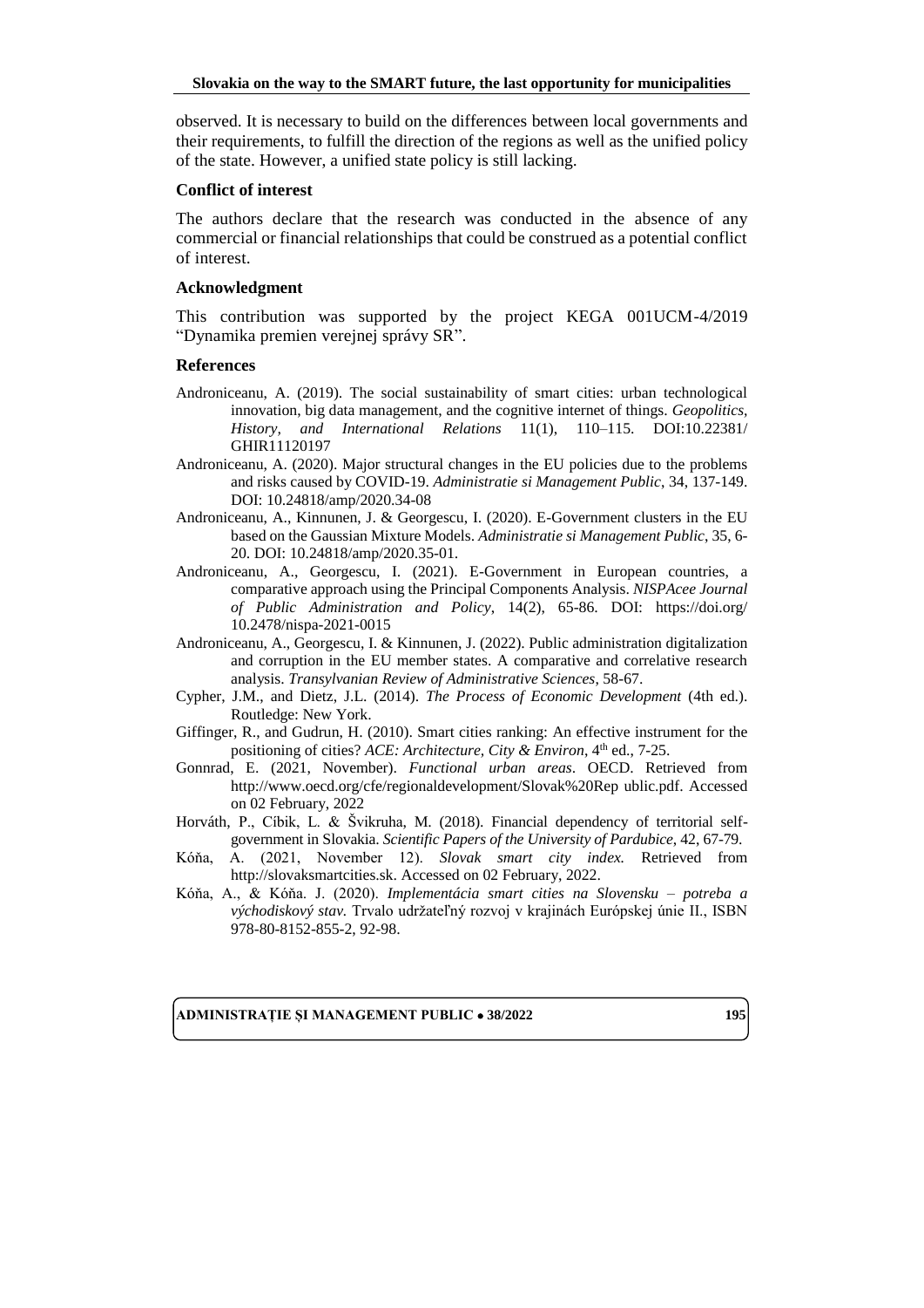observed. It is necessary to build on the differences between local governments and their requirements, to fulfill the direction of the regions as well as the unified policy of the state. However, a unified state policy is still lacking.

### Conflict of interest

The authors declare that the research was conducted in the absence of any commercial or financial relationships that could be construed as a potential conflict of interest.

### Acknowledgment

This contribution was supported by the project KEGA 001UCM-4/2019 "Dynamika premien verejnej správy SR".

### References

- Androniceanu, A. (2019). The social sustainability of smart cities: urban technological innovation, big data management, and the cognitive internet of things. *Geopolitics, History, and International Relations* 11(1), 110–115. DOI:10.22381/GHIR11120197
- Androniceanu, A. (2020). Major structural changes in the EU policies due to the problems and risks caused by COVID-19. *Administratie si Management Public*, 34, 137-149. DOI: 10.24818/amp/2020.34-08
- Androniceanu, A., Kinnunen, J. & Georgescu, I. (2020). E-Government clusters in the EU based on the Gaussian Mixture Models. *Administratie si Management Public*, 35, 6-20. DOI: 10.24818/amp/2020.35-01.
- Androniceanu, A., Georgescu, I. (2021). E-Government in European countries, a comparative approach using the Principal Components Analysis. *NISPAcee Journal of Public Administration and Policy*, 14(2), 65-86. DOI: https://doi.org/10.2478/nispa-2021-0015
- Androniceanu, A., Georgescu, I. & Kinnunen, J. (2022). Public administration digitalization and corruption in the EU member states. A comparative and correlative research analysis. *Transylvanian Review of Administrative Sciences*, 58-67.
- Cypher, J.M., and Dietz, J.L. (2014). *The Process of Economic Development* (4th ed.). Routledge: New York.
- Giffinger, R., and Gudrun, H. (2010). Smart cities ranking: An effective instrument for the positioning of cities? *ACE: Architecture, City & Environ*, 4th ed., 7-25.
- Gonnrad, E. (2021, November). *Functional urban areas*. OECD. Retrieved from http://www.oecd.org/cfe/regionaldevelopment/Slovak%20Rep ublic.pdf. Accessed on 02 February, 2022
- Horváth, P., Cíbik, L. & Švikruha, M. (2018). Financial dependency of territorial self-government in Slovakia. *Scientific Papers of the University of Pardubice*, 42, 67-79.
- Kóňa, A. (2021, November 12). *Slovak smart city index.* Retrieved from http://slovaksmartcities.sk. Accessed on 02 February, 2022.
- Kóňa, A., & Kóňa. J. (2020). *Implementácia smart cities na Slovensku – potreba a východiskový stav.* Trvalo udržateľný rozvoj v krajinách Európskej únie II., ISBN 978-80-8152-855-2, 92-98.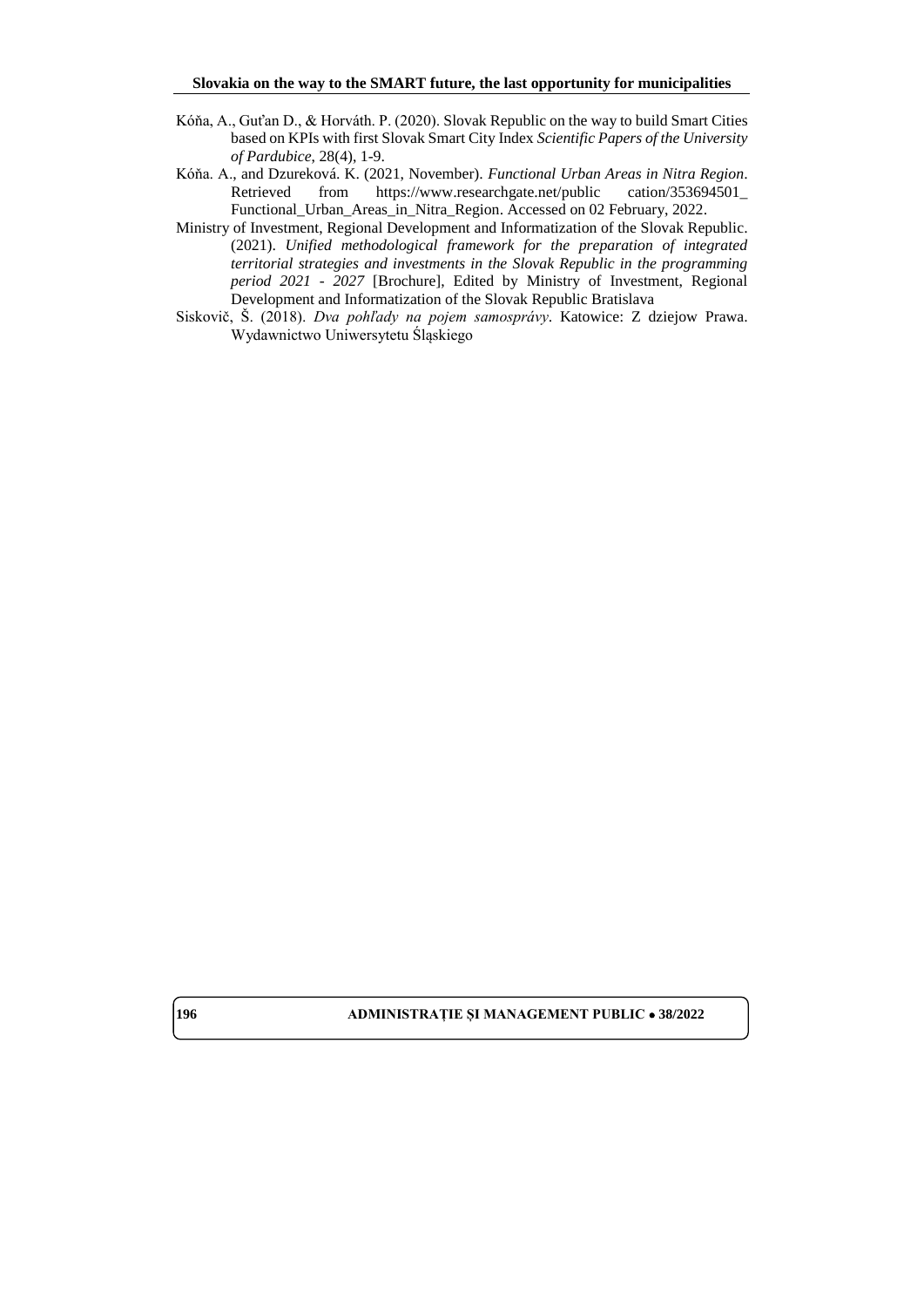Kóňa, A., Guťan D., & Horváth. P. (2020). Slovak Republic on the way to build Smart Cities based on KPIs with first Slovak Smart City Index *Scientific Papers of the University of Pardubice*, 28(4), 1-9.

Kóňa. A., and Dzureková. K. (2021, November). *Functional Urban Areas in Nitra Region*. Retrieved from https://www.researchgate.net/public cation/353694501_ Functional_Urban_Areas_in_Nitra_Region. Accessed on 02 February, 2022.

Ministry of Investment, Regional Development and Informatization of the Slovak Republic. (2021). *Unified methodological framework for the preparation of integrated territorial strategies and investments in the Slovak Republic in the programming period 2021 - 2027* [Brochure], Edited by Ministry of Investment, Regional Development and Informatization of the Slovak Republic Bratislava

Siskovič, Š. (2018). *Dva pohľady na pojem samosprávy*. Katowice: Z dziejow Prawa. Wydawnictwo Uniwersytetu Śląskiego